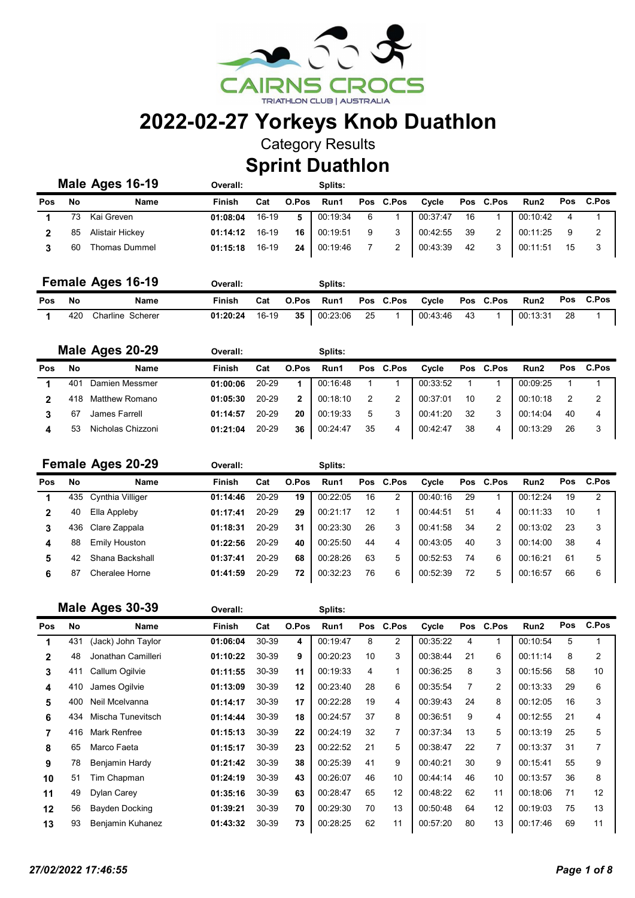CAIRNS CROCS
TRIATHLON CLUB | AUSTRALIA

# 2022-02-27 Yorkeys Knob Duathlon

Category Results

## Sprint Duathlon

### Male Ages 16-19

| Pos | No | Name | Finish | Cat | O.Pos | Run1 | Pos | C.Pos | Cycle | Pos | C.Pos | Run2 | Pos | C.Pos |
|---|---|---|---|---|---|---|---|---|---|---|---|---|---|---|
| 1 | 73 | Kai Greven | 01:08:04 | 16-19 | 5 | 00:19:34 | 6 | 1 | 00:37:47 | 16 | 1 | 00:10:42 | 4 | 1 |
| 2 | 85 | Alistair Hickey | 01:14:12 | 16-19 | 16 | 00:19:51 | 9 | 3 | 00:42:55 | 39 | 2 | 00:11:25 | 9 | 2 |
| 3 | 60 | Thomas Dummel | 01:15:18 | 16-19 | 24 | 00:19:46 | 7 | 2 | 00:43:39 | 42 | 3 | 00:11:51 | 15 | 3 |

### Female Ages 16-19

| Pos | No | Name | Finish | Cat | O.Pos | Run1 | Pos | C.Pos | Cycle | Pos | C.Pos | Run2 | Pos | C.Pos |
|---|---|---|---|---|---|---|---|---|---|---|---|---|---|---|
| 1 | 420 | Charline Scherer | 01:20:24 | 16-19 | 35 | 00:23:06 | 25 | 1 | 00:43:46 | 43 | 1 | 00:13:31 | 28 | 1 |

### Male Ages 20-29

| Pos | No | Name | Finish | Cat | O.Pos | Run1 | Pos | C.Pos | Cycle | Pos | C.Pos | Run2 | Pos | C.Pos |
|---|---|---|---|---|---|---|---|---|---|---|---|---|---|---|
| 1 | 401 | Damien Messmer | 01:00:06 | 20-29 | 1 | 00:16:48 | 1 | 1 | 00:33:52 | 1 | 1 | 00:09:25 | 1 | 1 |
| 2 | 418 | Matthew Romano | 01:05:30 | 20-29 | 2 | 00:18:10 | 2 | 2 | 00:37:01 | 10 | 2 | 00:10:18 | 2 | 2 |
| 3 | 67 | James Farrell | 01:14:57 | 20-29 | 20 | 00:19:33 | 5 | 3 | 00:41:20 | 32 | 3 | 00:14:04 | 40 | 4 |
| 4 | 53 | Nicholas Chizzoni | 01:21:04 | 20-29 | 36 | 00:24:47 | 35 | 4 | 00:42:47 | 38 | 4 | 00:13:29 | 26 | 3 |

### Female Ages 20-29

| Pos | No | Name | Finish | Cat | O.Pos | Run1 | Pos | C.Pos | Cycle | Pos | C.Pos | Run2 | Pos | C.Pos |
|---|---|---|---|---|---|---|---|---|---|---|---|---|---|---|
| 1 | 435 | Cynthia Villiger | 01:14:46 | 20-29 | 19 | 00:22:05 | 16 | 2 | 00:40:16 | 29 | 1 | 00:12:24 | 19 | 2 |
| 2 | 40 | Ella Appleby | 01:17:41 | 20-29 | 29 | 00:21:17 | 12 | 1 | 00:44:51 | 51 | 4 | 00:11:33 | 10 | 1 |
| 3 | 436 | Clare Zappala | 01:18:31 | 20-29 | 31 | 00:23:30 | 26 | 3 | 00:41:58 | 34 | 2 | 00:13:02 | 23 | 3 |
| 4 | 88 | Emily Houston | 01:22:56 | 20-29 | 40 | 00:25:50 | 44 | 4 | 00:43:05 | 40 | 3 | 00:14:00 | 38 | 4 |
| 5 | 42 | Shana Backshall | 01:37:41 | 20-29 | 68 | 00:28:26 | 63 | 5 | 00:52:53 | 74 | 6 | 00:16:21 | 61 | 5 |
| 6 | 87 | Cheralee Horne | 01:41:59 | 20-29 | 72 | 00:32:23 | 76 | 6 | 00:52:39 | 72 | 5 | 00:16:57 | 66 | 6 |

### Male Ages 30-39

| Pos | No | Name | Finish | Cat | O.Pos | Run1 | Pos | C.Pos | Cycle | Pos | C.Pos | Run2 | Pos | C.Pos |
|---|---|---|---|---|---|---|---|---|---|---|---|---|---|---|
| 1 | 431 | (Jack) John Taylor | 01:06:04 | 30-39 | 4 | 00:19:47 | 8 | 2 | 00:35:22 | 4 | 1 | 00:10:54 | 5 | 1 |
| 2 | 48 | Jonathan Camilleri | 01:10:22 | 30-39 | 9 | 00:20:23 | 10 | 3 | 00:38:44 | 21 | 6 | 00:11:14 | 8 | 2 |
| 3 | 411 | Callum Ogilvie | 01:11:55 | 30-39 | 11 | 00:19:33 | 4 | 1 | 00:36:25 | 8 | 3 | 00:15:56 | 58 | 10 |
| 4 | 410 | James Ogilvie | 01:13:09 | 30-39 | 12 | 00:23:40 | 28 | 6 | 00:35:54 | 7 | 2 | 00:13:33 | 29 | 6 |
| 5 | 400 | Neil Mcelvanna | 01:14:17 | 30-39 | 17 | 00:22:28 | 19 | 4 | 00:39:43 | 24 | 8 | 00:12:05 | 16 | 3 |
| 6 | 434 | Mischa Tunevitsch | 01:14:44 | 30-39 | 18 | 00:24:57 | 37 | 8 | 00:36:51 | 9 | 4 | 00:12:55 | 21 | 4 |
| 7 | 416 | Mark Renfree | 01:15:13 | 30-39 | 22 | 00:24:19 | 32 | 7 | 00:37:34 | 13 | 5 | 00:13:19 | 25 | 5 |
| 8 | 65 | Marco Faeta | 01:15:17 | 30-39 | 23 | 00:22:52 | 21 | 5 | 00:38:47 | 22 | 7 | 00:13:37 | 31 | 7 |
| 9 | 78 | Benjamin Hardy | 01:21:42 | 30-39 | 38 | 00:25:39 | 41 | 9 | 00:40:21 | 30 | 9 | 00:15:41 | 55 | 9 |
| 10 | 51 | Tim Chapman | 01:24:19 | 30-39 | 43 | 00:26:07 | 46 | 10 | 00:44:14 | 46 | 10 | 00:13:57 | 36 | 8 |
| 11 | 49 | Dylan Carey | 01:35:16 | 30-39 | 63 | 00:28:47 | 65 | 12 | 00:48:22 | 62 | 11 | 00:18:06 | 71 | 12 |
| 12 | 56 | Bayden Docking | 01:39:21 | 30-39 | 70 | 00:29:30 | 70 | 13 | 00:50:48 | 64 | 12 | 00:19:03 | 75 | 13 |
| 13 | 93 | Benjamin Kuhanez | 01:43:32 | 30-39 | 73 | 00:28:25 | 62 | 11 | 00:57:20 | 80 | 13 | 00:17:46 | 69 | 11 |

*27/02/2022 17:46:55*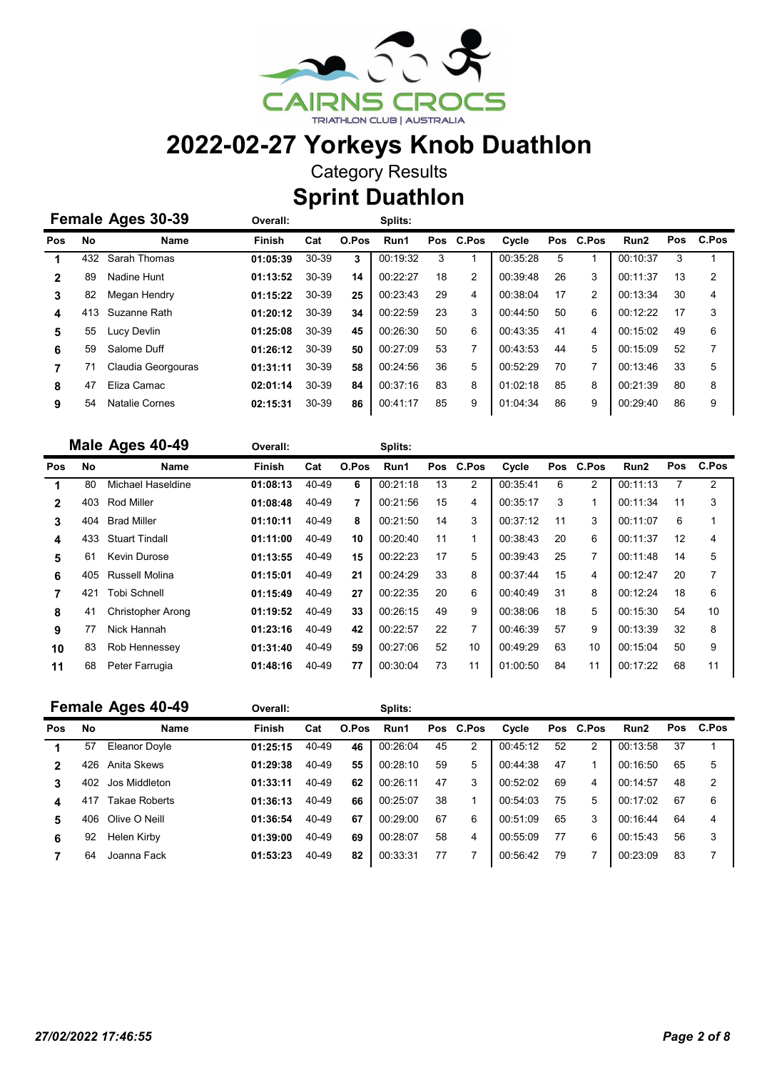CAIRNS CROCS

TRIATHLON CLUB | AUSTRALIA

# 2022-02-27 Yorkeys Knob Duathlon

Category Results

## Sprint Duathlon

### Female Ages 30-39

| Pos | No | Name | Finish | Cat | O.Pos | Run1 | Pos | C.Pos | Cycle | Pos | C.Pos | Run2 | Pos | C.Pos |
|---|---|---|---|---|---|---|---|---|---|---|---|---|---|---|
| 1 | 432 | Sarah Thomas | **01:05:39** | 30-39 | **3** | 00:19:32 | 3 | 1 | 00:35:28 | 5 | 1 | 00:10:37 | 3 | 1 |
| 2 | 89 | Nadine Hunt | **01:13:52** | 30-39 | **14** | 00:22:27 | 18 | 2 | 00:39:48 | 26 | 3 | 00:11:37 | 13 | 2 |
| 3 | 82 | Megan Hendry | **01:15:22** | 30-39 | **25** | 00:23:43 | 29 | 4 | 00:38:04 | 17 | 2 | 00:13:34 | 30 | 4 |
| 4 | 413 | Suzanne Rath | **01:20:12** | 30-39 | **34** | 00:22:59 | 23 | 3 | 00:44:50 | 50 | 6 | 00:12:22 | 17 | 3 |
| 5 | 55 | Lucy Devlin | **01:25:08** | 30-39 | **45** | 00:26:30 | 50 | 6 | 00:43:35 | 41 | 4 | 00:15:02 | 49 | 6 |
| 6 | 59 | Salome Duff | **01:26:12** | 30-39 | **50** | 00:27:09 | 53 | 7 | 00:43:53 | 44 | 5 | 00:15:09 | 52 | 7 |
| 7 | 71 | Claudia Georgouras | **01:31:11** | 30-39 | **58** | 00:24:56 | 36 | 5 | 00:52:29 | 70 | 7 | 00:13:46 | 33 | 5 |
| 8 | 47 | Eliza Camac | **02:01:14** | 30-39 | **84** | 00:37:16 | 83 | 8 | 01:02:18 | 85 | 8 | 00:21:39 | 80 | 8 |
| 9 | 54 | Natalie Cornes | **02:15:31** | 30-39 | **86** | 00:41:17 | 85 | 9 | 01:04:34 | 86 | 9 | 00:29:40 | 86 | 9 |

### Male Ages 40-49

| Pos | No | Name | Finish | Cat | O.Pos | Run1 | Pos | C.Pos | Cycle | Pos | C.Pos | Run2 | Pos | C.Pos |
|---|---|---|---|---|---|---|---|---|---|---|---|---|---|---|
| 1 | 80 | Michael Haseldine | **01:08:13** | 40-49 | **6** | 00:21:18 | 13 | 2 | 00:35:41 | 6 | 2 | 00:11:13 | 7 | 2 |
| 2 | 403 | Rod Miller | **01:08:48** | 40-49 | **7** | 00:21:56 | 15 | 4 | 00:35:17 | 3 | 1 | 00:11:34 | 11 | 3 |
| 3 | 404 | Brad Miller | **01:10:11** | 40-49 | **8** | 00:21:50 | 14 | 3 | 00:37:12 | 11 | 3 | 00:11:07 | 6 | 1 |
| 4 | 433 | Stuart Tindall | **01:11:00** | 40-49 | **10** | 00:20:40 | 11 | 1 | 00:38:43 | 20 | 6 | 00:11:37 | 12 | 4 |
| 5 | 61 | Kevin Durose | **01:13:55** | 40-49 | **15** | 00:22:23 | 17 | 5 | 00:39:43 | 25 | 7 | 00:11:48 | 14 | 5 |
| 6 | 405 | Russell Molina | **01:15:01** | 40-49 | **21** | 00:24:29 | 33 | 8 | 00:37:44 | 15 | 4 | 00:12:47 | 20 | 7 |
| 7 | 421 | Tobi Schnell | **01:15:49** | 40-49 | **27** | 00:22:35 | 20 | 6 | 00:40:49 | 31 | 8 | 00:12:24 | 18 | 6 |
| 8 | 41 | Christopher Arong | **01:19:52** | 40-49 | **33** | 00:26:15 | 49 | 9 | 00:38:06 | 18 | 5 | 00:15:30 | 54 | 10 |
| 9 | 77 | Nick Hannah | **01:23:16** | 40-49 | **42** | 00:22:57 | 22 | 7 | 00:46:39 | 57 | 9 | 00:13:39 | 32 | 8 |
| 10 | 83 | Rob Hennessey | **01:31:40** | 40-49 | **59** | 00:27:06 | 52 | 10 | 00:49:29 | 63 | 10 | 00:15:04 | 50 | 9 |
| 11 | 68 | Peter Farrugia | **01:48:16** | 40-49 | **77** | 00:30:04 | 73 | 11 | 01:00:50 | 84 | 11 | 00:17:22 | 68 | 11 |

### Female Ages 40-49

| Pos | No | Name | Finish | Cat | O.Pos | Run1 | Pos | C.Pos | Cycle | Pos | C.Pos | Run2 | Pos | C.Pos |
|---|---|---|---|---|---|---|---|---|---|---|---|---|---|---|
| 1 | 57 | Eleanor Doyle | **01:25:15** | 40-49 | **46** | 00:26:04 | 45 | 2 | 00:45:12 | 52 | 2 | 00:13:58 | 37 | 1 |
| 2 | 426 | Anita Skews | **01:29:38** | 40-49 | **55** | 00:28:10 | 59 | 5 | 00:44:38 | 47 | 1 | 00:16:50 | 65 | 5 |
| 3 | 402 | Jos Middleton | **01:33:11** | 40-49 | **62** | 00:26:11 | 47 | 3 | 00:52:02 | 69 | 4 | 00:14:57 | 48 | 2 |
| 4 | 417 | Takae Roberts | **01:36:13** | 40-49 | **66** | 00:25:07 | 38 | 1 | 00:54:03 | 75 | 5 | 00:17:02 | 67 | 6 |
| 5 | 406 | Olive O Neill | **01:36:54** | 40-49 | **67** | 00:29:00 | 67 | 6 | 00:51:09 | 65 | 3 | 00:16:44 | 64 | 4 |
| 6 | 92 | Helen Kirby | **01:39:00** | 40-49 | **69** | 00:28:07 | 58 | 4 | 00:55:09 | 77 | 6 | 00:15:43 | 56 | 3 |
| 7 | 64 | Joanna Fack | **01:53:23** | 40-49 | **82** | 00:33:31 | 77 | 7 | 00:56:42 | 79 | 7 | 00:23:09 | 83 | 7 |

*27/02/2022 17:46:55*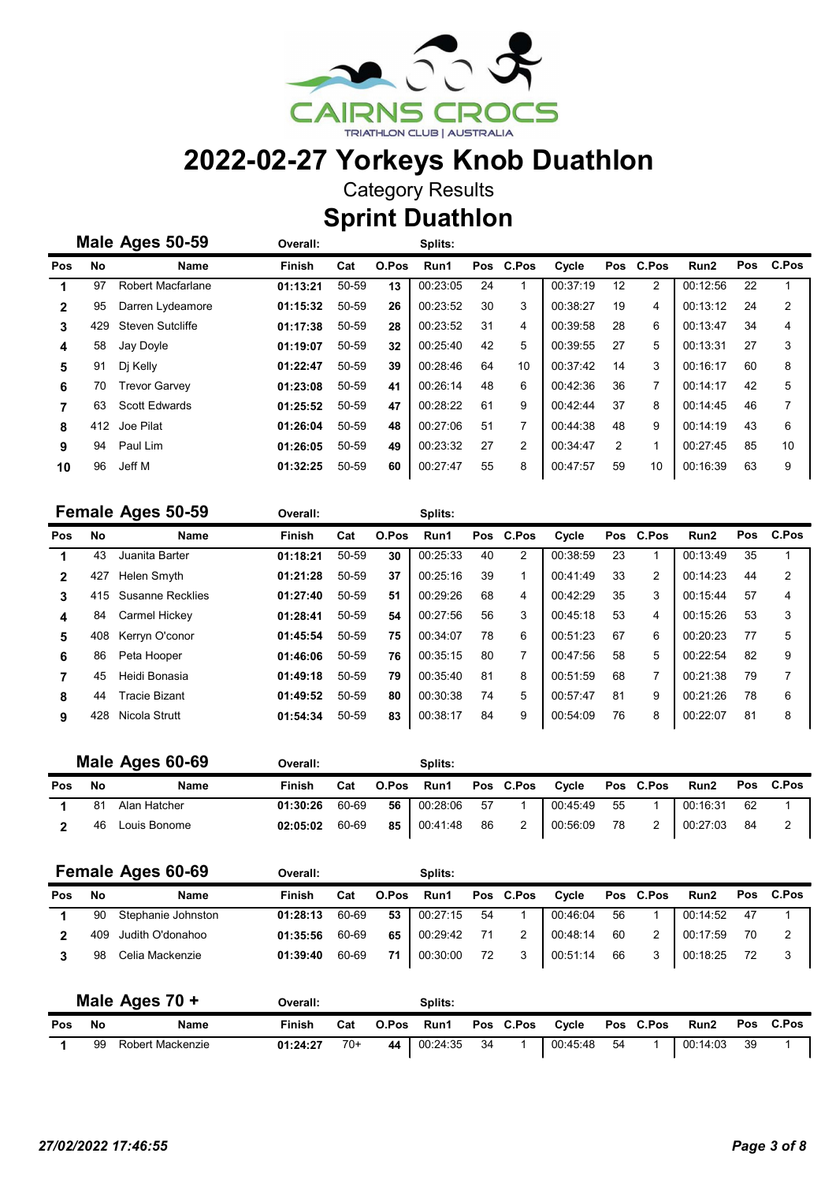# 2022-02-27 Yorkeys Knob Duathlon

Category Results

## Sprint Duathlon

### Male Ages 50-59

| Pos | No | Name | Finish | Cat | O.Pos | Run1 | Pos | C.Pos | Cycle | Pos | C.Pos | Run2 | Pos | C.Pos |
|---|---|---|---|---|---|---|---|---|---|---|---|---|---|---|
| 1 | 97 | Robert Macfarlane | 01:13:21 | 50-59 | 13 | 00:23:05 | 24 | 1 | 00:37:19 | 12 | 2 | 00:12:56 | 22 | 1 |
| 2 | 95 | Darren Lydeamore | 01:15:32 | 50-59 | 26 | 00:23:52 | 30 | 3 | 00:38:27 | 19 | 4 | 00:13:12 | 24 | 2 |
| 3 | 429 | Steven Sutcliffe | 01:17:38 | 50-59 | 28 | 00:23:52 | 31 | 4 | 00:39:58 | 28 | 6 | 00:13:47 | 34 | 4 |
| 4 | 58 | Jay Doyle | 01:19:07 | 50-59 | 32 | 00:25:40 | 42 | 5 | 00:39:55 | 27 | 5 | 00:13:31 | 27 | 3 |
| 5 | 91 | Dj Kelly | 01:22:47 | 50-59 | 39 | 00:28:46 | 64 | 10 | 00:37:42 | 14 | 3 | 00:16:17 | 60 | 8 |
| 6 | 70 | Trevor Garvey | 01:23:08 | 50-59 | 41 | 00:26:14 | 48 | 6 | 00:42:36 | 36 | 7 | 00:14:17 | 42 | 5 |
| 7 | 63 | Scott Edwards | 01:25:52 | 50-59 | 47 | 00:28:22 | 61 | 9 | 00:42:44 | 37 | 8 | 00:14:45 | 46 | 7 |
| 8 | 412 | Joe Pilat | 01:26:04 | 50-59 | 48 | 00:27:06 | 51 | 7 | 00:44:38 | 48 | 9 | 00:14:19 | 43 | 6 |
| 9 | 94 | Paul Lim | 01:26:05 | 50-59 | 49 | 00:23:32 | 27 | 2 | 00:34:47 | 2 | 1 | 00:27:45 | 85 | 10 |
| 10 | 96 | Jeff M | 01:32:25 | 50-59 | 60 | 00:27:47 | 55 | 8 | 00:47:57 | 59 | 10 | 00:16:39 | 63 | 9 |

### Female Ages 50-59

| Pos | No | Name | Finish | Cat | O.Pos | Run1 | Pos | C.Pos | Cycle | Pos | C.Pos | Run2 | Pos | C.Pos |
|---|---|---|---|---|---|---|---|---|---|---|---|---|---|---|
| 1 | 43 | Juanita Barter | 01:18:21 | 50-59 | 30 | 00:25:33 | 40 | 2 | 00:38:59 | 23 | 1 | 00:13:49 | 35 | 1 |
| 2 | 427 | Helen Smyth | 01:21:28 | 50-59 | 37 | 00:25:16 | 39 | 1 | 00:41:49 | 33 | 2 | 00:14:23 | 44 | 2 |
| 3 | 415 | Susanne Recklies | 01:27:40 | 50-59 | 51 | 00:29:26 | 68 | 4 | 00:42:29 | 35 | 3 | 00:15:44 | 57 | 4 |
| 4 | 84 | Carmel Hickey | 01:28:41 | 50-59 | 54 | 00:27:56 | 56 | 3 | 00:45:18 | 53 | 4 | 00:15:26 | 53 | 3 |
| 5 | 408 | Kerryn O'conor | 01:45:54 | 50-59 | 75 | 00:34:07 | 78 | 6 | 00:51:23 | 67 | 6 | 00:20:23 | 77 | 5 |
| 6 | 86 | Peta Hooper | 01:46:06 | 50-59 | 76 | 00:35:15 | 80 | 7 | 00:47:56 | 58 | 5 | 00:22:54 | 82 | 9 |
| 7 | 45 | Heidi Bonasia | 01:49:18 | 50-59 | 79 | 00:35:40 | 81 | 8 | 00:51:59 | 68 | 7 | 00:21:38 | 79 | 7 |
| 8 | 44 | Tracie Bizant | 01:49:52 | 50-59 | 80 | 00:30:38 | 74 | 5 | 00:57:47 | 81 | 9 | 00:21:26 | 78 | 6 |
| 9 | 428 | Nicola Strutt | 01:54:34 | 50-59 | 83 | 00:38:17 | 84 | 9 | 00:54:09 | 76 | 8 | 00:22:07 | 81 | 8 |

### Male Ages 60-69

| Pos | No | Name | Finish | Cat | O.Pos | Run1 | Pos | C.Pos | Cycle | Pos | C.Pos | Run2 | Pos | C.Pos |
|---|---|---|---|---|---|---|---|---|---|---|---|---|---|---|
| 1 | 81 | Alan Hatcher | 01:30:26 | 60-69 | 56 | 00:28:06 | 57 | 1 | 00:45:49 | 55 | 1 | 00:16:31 | 62 | 1 |
| 2 | 46 | Louis Bonome | 02:05:02 | 60-69 | 85 | 00:41:48 | 86 | 2 | 00:56:09 | 78 | 2 | 00:27:03 | 84 | 2 |

### Female Ages 60-69

| Pos | No | Name | Finish | Cat | O.Pos | Run1 | Pos | C.Pos | Cycle | Pos | C.Pos | Run2 | Pos | C.Pos |
|---|---|---|---|---|---|---|---|---|---|---|---|---|---|---|
| 1 | 90 | Stephanie Johnston | 01:28:13 | 60-69 | 53 | 00:27:15 | 54 | 1 | 00:46:04 | 56 | 1 | 00:14:52 | 47 | 1 |
| 2 | 409 | Judith O'donahoo | 01:35:56 | 60-69 | 65 | 00:29:42 | 71 | 2 | 00:48:14 | 60 | 2 | 00:17:59 | 70 | 2 |
| 3 | 98 | Celia Mackenzie | 01:39:40 | 60-69 | 71 | 00:30:00 | 72 | 3 | 00:51:14 | 66 | 3 | 00:18:25 | 72 | 3 |

### Male Ages 70 +

| Pos | No | Name | Finish | Cat | O.Pos | Run1 | Pos | C.Pos | Cycle | Pos | C.Pos | Run2 | Pos | C.Pos |
|---|---|---|---|---|---|---|---|---|---|---|---|---|---|---|
| 1 | 99 | Robert Mackenzie | 01:24:27 | 70+ | 44 | 00:24:35 | 34 | 1 | 00:45:48 | 54 | 1 | 00:14:03 | 39 | 1 |

*27/02/2022 17:46:55*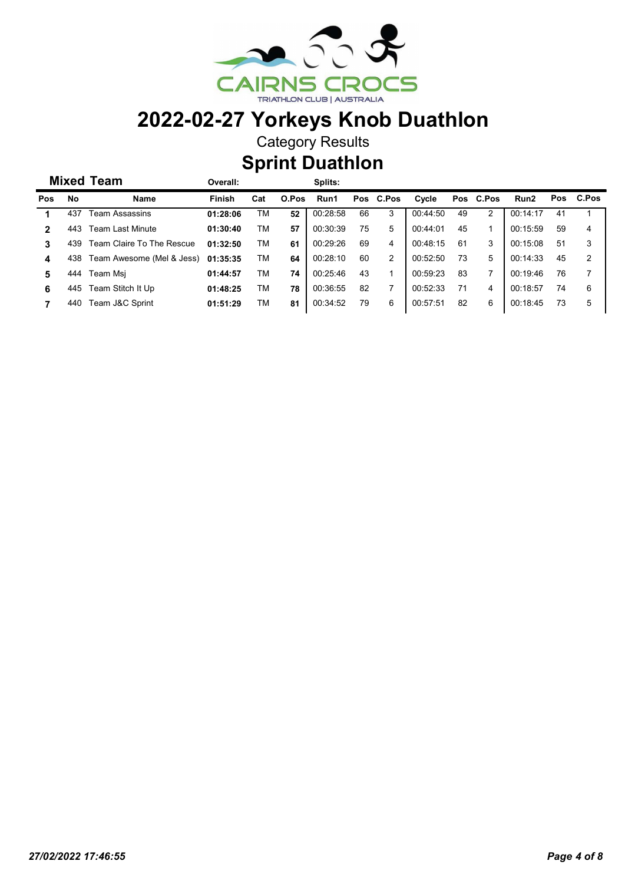# 2022-02-27 Yorkeys Knob Duathlon

Category Results

## Sprint Duathlon

### Mixed Team

| Pos | No | Name | Finish | Cat | O.Pos | Run1 | Pos | C.Pos | Cycle | Pos | C.Pos | Run2 | Pos | C.Pos |
|---|---|---|---|---|---|---|---|---|---|---|---|---|---|---|
| | | | Overall: | | | Splits: | | | | | | | | |
| 1 | 437 | Team Assassins | **01:28:06** | TM | **52** | 00:28:58 | 66 | 3 | 00:44:50 | 49 | 2 | 00:14:17 | 41 | 1 |
| 2 | 443 | Team Last Minute | **01:30:40** | TM | **57** | 00:30:39 | 75 | 5 | 00:44:01 | 45 | 1 | 00:15:59 | 59 | 4 |
| 3 | 439 | Team Claire To The Rescue | **01:32:50** | TM | **61** | 00:29:26 | 69 | 4 | 00:48:15 | 61 | 3 | 00:15:08 | 51 | 3 |
| 4 | 438 | Team Awesome (Mel & Jess) | **01:35:35** | TM | **64** | 00:28:10 | 60 | 2 | 00:52:50 | 73 | 5 | 00:14:33 | 45 | 2 |
| 5 | 444 | Team Msj | **01:44:57** | TM | **74** | 00:25:46 | 43 | 1 | 00:59:23 | 83 | 7 | 00:19:46 | 76 | 7 |
| 6 | 445 | Team Stitch It Up | **01:48:25** | TM | **78** | 00:36:55 | 82 | 7 | 00:52:33 | 71 | 4 | 00:18:57 | 74 | 6 |
| 7 | 440 | Team J&C Sprint | **01:51:29** | TM | **81** | 00:34:52 | 79 | 6 | 00:57:51 | 82 | 6 | 00:18:45 | 73 | 5 |

*27/02/2022 17:46:55*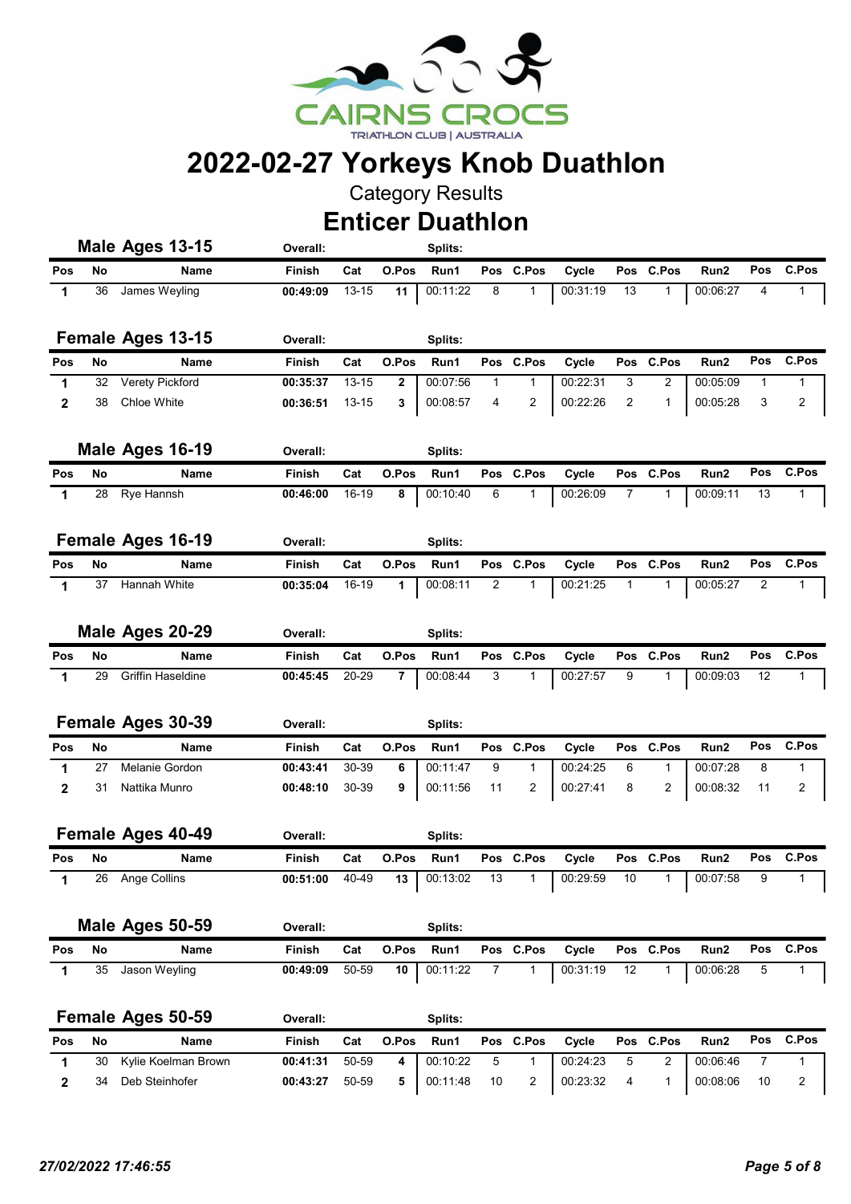# 2022-02-27 Yorkeys Knob Duathlon

Category Results

## Enticer Duathlon

### Male Ages 13-15

| Pos | No | Name | Finish | Cat | O.Pos | Run1 | Pos | C.Pos | Cycle | Pos | C.Pos | Run2 | Pos | C.Pos |
|---|---|---|---|---|---|---|---|---|---|---|---|---|---|---|
| 1 | 36 | James Weyling | 00:49:09 | 13-15 | 11 | 00:11:22 | 8 | 1 | 00:31:19 | 13 | 1 | 00:06:27 | 4 | 1 |

### Female Ages 13-15

| Pos | No | Name | Finish | Cat | O.Pos | Run1 | Pos | C.Pos | Cycle | Pos | C.Pos | Run2 | Pos | C.Pos |
|---|---|---|---|---|---|---|---|---|---|---|---|---|---|---|
| 1 | 32 | Verety Pickford | 00:35:37 | 13-15 | 2 | 00:07:56 | 1 | 1 | 00:22:31 | 3 | 2 | 00:05:09 | 1 | 1 |
| 2 | 38 | Chloe White | 00:36:51 | 13-15 | 3 | 00:08:57 | 4 | 2 | 00:22:26 | 2 | 1 | 00:05:28 | 3 | 2 |

### Male Ages 16-19

| Pos | No | Name | Finish | Cat | O.Pos | Run1 | Pos | C.Pos | Cycle | Pos | C.Pos | Run2 | Pos | C.Pos |
|---|---|---|---|---|---|---|---|---|---|---|---|---|---|---|
| 1 | 28 | Rye Hannsh | 00:46:00 | 16-19 | 8 | 00:10:40 | 6 | 1 | 00:26:09 | 7 | 1 | 00:09:11 | 13 | 1 |

### Female Ages 16-19

| Pos | No | Name | Finish | Cat | O.Pos | Run1 | Pos | C.Pos | Cycle | Pos | C.Pos | Run2 | Pos | C.Pos |
|---|---|---|---|---|---|---|---|---|---|---|---|---|---|---|
| 1 | 37 | Hannah White | 00:35:04 | 16-19 | 1 | 00:08:11 | 2 | 1 | 00:21:25 | 1 | 1 | 00:05:27 | 2 | 1 |

### Male Ages 20-29

| Pos | No | Name | Finish | Cat | O.Pos | Run1 | Pos | C.Pos | Cycle | Pos | C.Pos | Run2 | Pos | C.Pos |
|---|---|---|---|---|---|---|---|---|---|---|---|---|---|---|
| 1 | 29 | Griffin Haseldine | 00:45:45 | 20-29 | 7 | 00:08:44 | 3 | 1 | 00:27:57 | 9 | 1 | 00:09:03 | 12 | 1 |

### Female Ages 30-39

| Pos | No | Name | Finish | Cat | O.Pos | Run1 | Pos | C.Pos | Cycle | Pos | C.Pos | Run2 | Pos | C.Pos |
|---|---|---|---|---|---|---|---|---|---|---|---|---|---|---|
| 1 | 27 | Melanie Gordon | 00:43:41 | 30-39 | 6 | 00:11:47 | 9 | 1 | 00:24:25 | 6 | 1 | 00:07:28 | 8 | 1 |
| 2 | 31 | Nattika Munro | 00:48:10 | 30-39 | 9 | 00:11:56 | 11 | 2 | 00:27:41 | 8 | 2 | 00:08:32 | 11 | 2 |

### Female Ages 40-49

| Pos | No | Name | Finish | Cat | O.Pos | Run1 | Pos | C.Pos | Cycle | Pos | C.Pos | Run2 | Pos | C.Pos |
|---|---|---|---|---|---|---|---|---|---|---|---|---|---|---|
| 1 | 26 | Ange Collins | 00:51:00 | 40-49 | 13 | 00:13:02 | 13 | 1 | 00:29:59 | 10 | 1 | 00:07:58 | 9 | 1 |

### Male Ages 50-59

| Pos | No | Name | Finish | Cat | O.Pos | Run1 | Pos | C.Pos | Cycle | Pos | C.Pos | Run2 | Pos | C.Pos |
|---|---|---|---|---|---|---|---|---|---|---|---|---|---|---|
| 1 | 35 | Jason Weyling | 00:49:09 | 50-59 | 10 | 00:11:22 | 7 | 1 | 00:31:19 | 12 | 1 | 00:06:28 | 5 | 1 |

### Female Ages 50-59

| Pos | No | Name | Finish | Cat | O.Pos | Run1 | Pos | C.Pos | Cycle | Pos | C.Pos | Run2 | Pos | C.Pos |
|---|---|---|---|---|---|---|---|---|---|---|---|---|---|---|
| 1 | 30 | Kylie Koelman Brown | 00:41:31 | 50-59 | 4 | 00:10:22 | 5 | 1 | 00:24:23 | 5 | 2 | 00:06:46 | 7 | 1 |
| 2 | 34 | Deb Steinhofer | 00:43:27 | 50-59 | 5 | 00:11:48 | 10 | 2 | 00:23:32 | 4 | 1 | 00:08:06 | 10 | 2 |

*27/02/2022 17:46:55*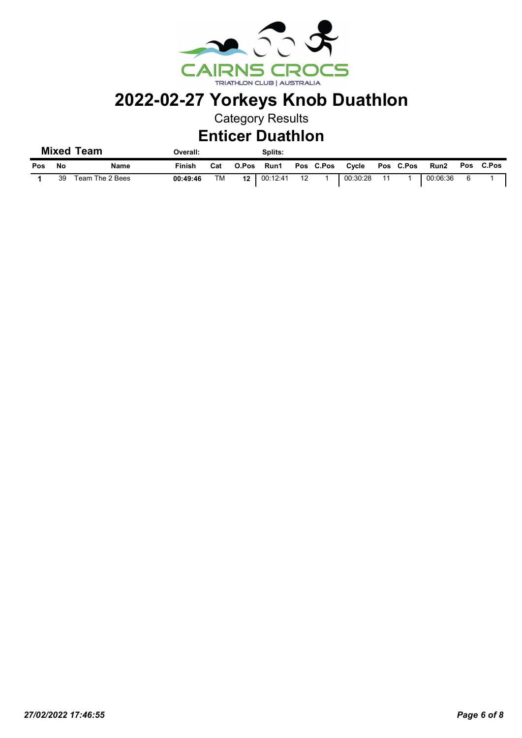# 2022-02-27 Yorkeys Knob Duathlon

Category Results

## Enticer Duathlon

### Mixed Team

| Pos | No | Name | Finish | Cat | O.Pos | Run1 | Pos | C.Pos | Cycle | Pos | C.Pos | Run2 | Pos | C.Pos |
|---|---|---|---|---|---|---|---|---|---|---|---|---|---|---|
| **1** | 39 | Team The 2 Bees | **00:49:46** | TM | **12** | 00:12:41 | 12 | 1 | 00:30:28 | 11 | 1 | 00:06:36 | 6 | 1 |

*27/02/2022 17:46:55*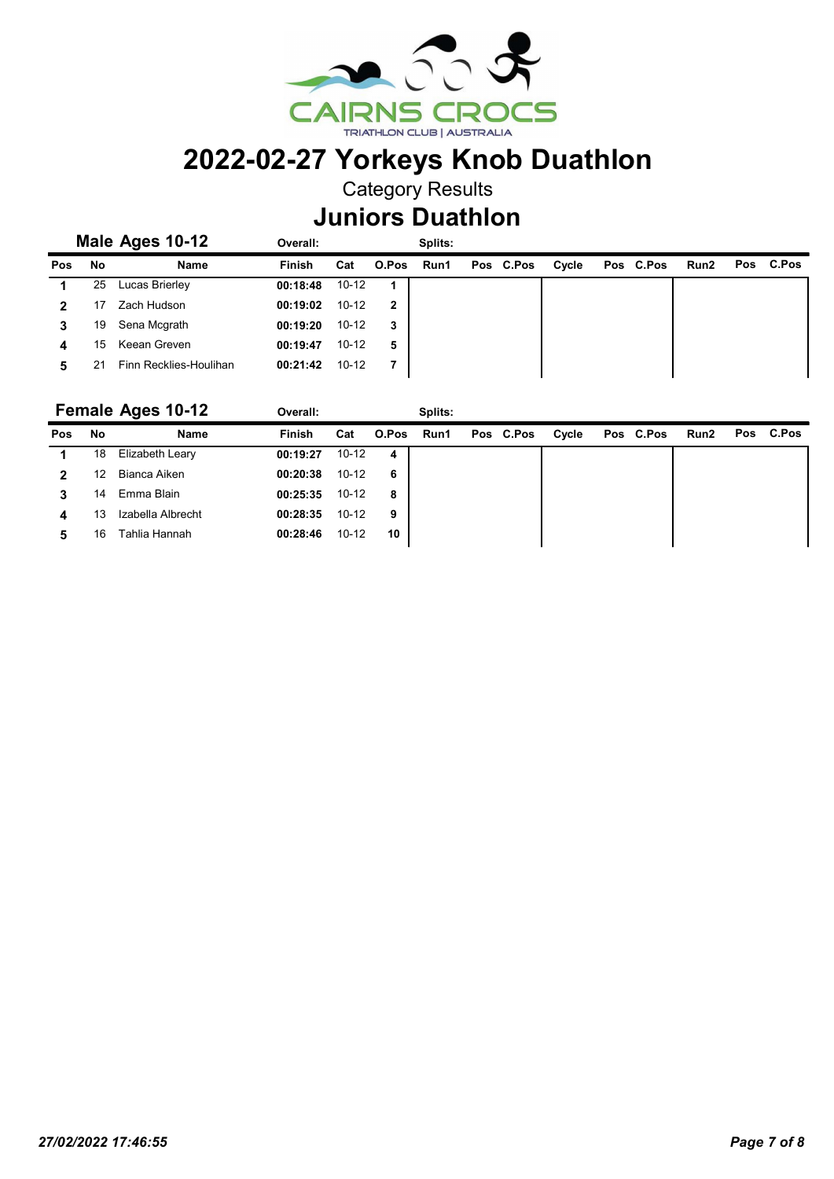# 2022-02-27 Yorkeys Knob Duathlon

Category Results

## Juniors Duathlon

### Male Ages 10-12

| Pos | No | Name | Finish | Cat | O.Pos | Run1 | Pos | C.Pos | Cycle | Pos | C.Pos | Run2 | Pos | C.Pos |
|---|---|---|---|---|---|---|---|---|---|---|---|---|---|---|
| 1 | 25 | Lucas Brierley | 00:18:48 | 10-12 | 1 | | | | | | | | | |
| 2 | 17 | Zach Hudson | 00:19:02 | 10-12 | 2 | | | | | | | | | |
| 3 | 19 | Sena Mcgrath | 00:19:20 | 10-12 | 3 | | | | | | | | | |
| 4 | 15 | Keean Greven | 00:19:47 | 10-12 | 5 | | | | | | | | | |
| 5 | 21 | Finn Recklies-Houlihan | 00:21:42 | 10-12 | 7 | | | | | | | | | |

### Female Ages 10-12

| Pos | No | Name | Finish | Cat | O.Pos | Run1 | Pos | C.Pos | Cycle | Pos | C.Pos | Run2 | Pos | C.Pos |
|---|---|---|---|---|---|---|---|---|---|---|---|---|---|---|
| 1 | 18 | Elizabeth Leary | 00:19:27 | 10-12 | 4 | | | | | | | | | |
| 2 | 12 | Bianca Aiken | 00:20:38 | 10-12 | 6 | | | | | | | | | |
| 3 | 14 | Emma Blain | 00:25:35 | 10-12 | 8 | | | | | | | | | |
| 4 | 13 | Izabella Albrecht | 00:28:35 | 10-12 | 9 | | | | | | | | | |
| 5 | 16 | Tahlia Hannah | 00:28:46 | 10-12 | 10 | | | | | | | | | |

*27/02/2022 17:46:55*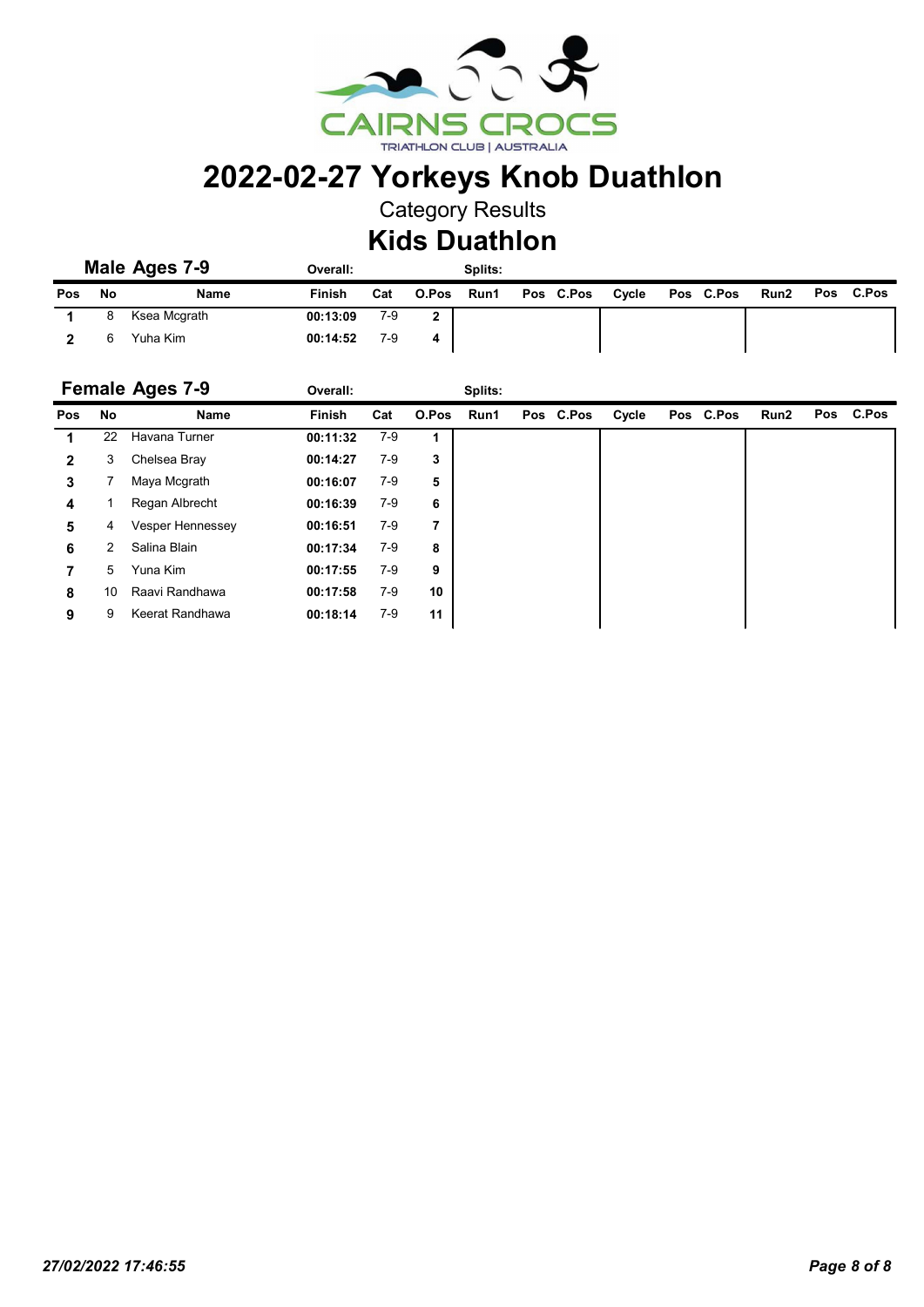# 2022-02-27 Yorkeys Knob Duathlon

Category Results

## Kids Duathlon

### Male Ages 7-9

| Pos | No | Name | Finish | Cat | O.Pos | Run1 | Pos | C.Pos | Cycle | Pos | C.Pos | Run2 | Pos | C.Pos |
|---|---|---|---|---|---|---|---|---|---|---|---|---|---|---|
| | | | Overall: | | | Splits: | | | | | | | | |
| 1 | 8 | Ksea Mcgrath | 00:13:09 | 7-9 | 2 | | | | | | | | | |
| 2 | 6 | Yuha Kim | 00:14:52 | 7-9 | 4 | | | | | | | | | |

### Female Ages 7-9

| Pos | No | Name | Finish | Cat | O.Pos | Run1 | Pos | C.Pos | Cycle | Pos | C.Pos | Run2 | Pos | C.Pos |
|---|---|---|---|---|---|---|---|---|---|---|---|---|---|---|
| | | | Overall: | | | Splits: | | | | | | | | |
| 1 | 22 | Havana Turner | 00:11:32 | 7-9 | 1 | | | | | | | | | |
| 2 | 3 | Chelsea Bray | 00:14:27 | 7-9 | 3 | | | | | | | | | |
| 3 | 7 | Maya Mcgrath | 00:16:07 | 7-9 | 5 | | | | | | | | | |
| 4 | 1 | Regan Albrecht | 00:16:39 | 7-9 | 6 | | | | | | | | | |
| 5 | 4 | Vesper Hennessey | 00:16:51 | 7-9 | 7 | | | | | | | | | |
| 6 | 2 | Salina Blain | 00:17:34 | 7-9 | 8 | | | | | | | | | |
| 7 | 5 | Yuna Kim | 00:17:55 | 7-9 | 9 | | | | | | | | | |
| 8 | 10 | Raavi Randhawa | 00:17:58 | 7-9 | 10 | | | | | | | | | |
| 9 | 9 | Keerat Randhawa | 00:18:14 | 7-9 | 11 | | | | | | | | | |

*27/02/2022 17:46:55*